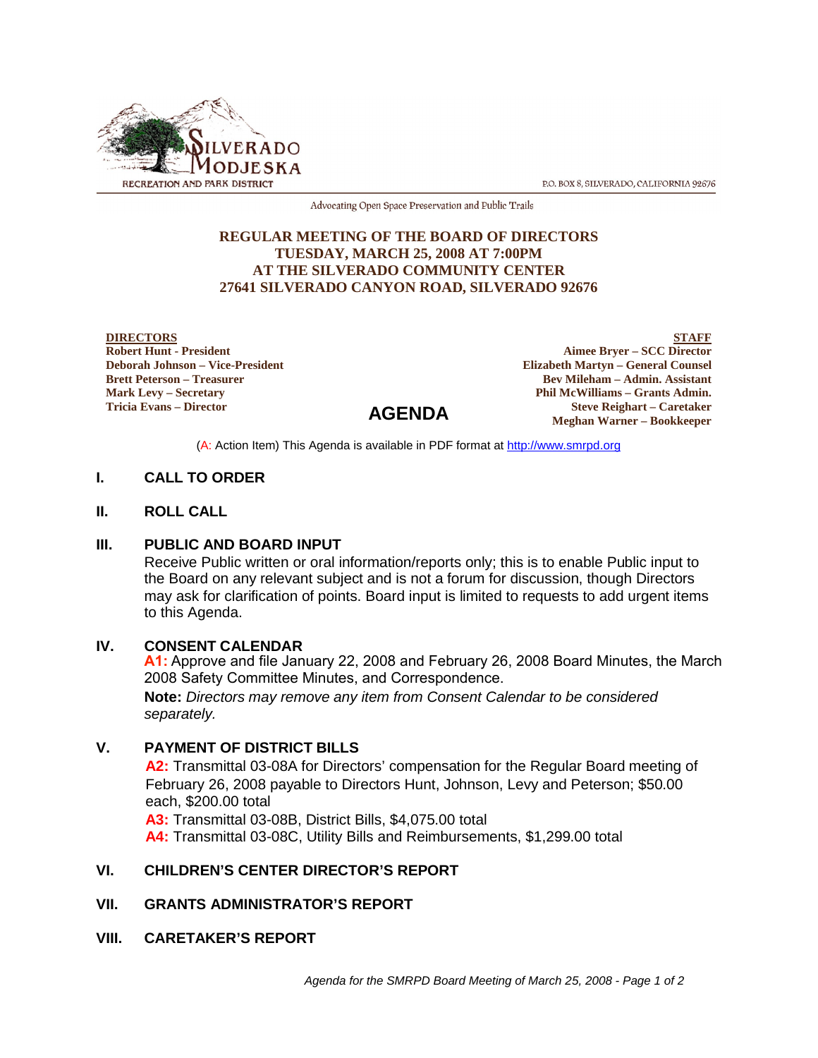SILVERADO MODJESKA RECREATION AND PARK DISTRICT

P.O. BOX 8, SILVERADO, CALIFORNIA 92676

Advocating Open Space Preservation and Public Trails

**REGULAR MEETING OF THE BOARD OF DIRECTORS**
**TUESDAY, MARCH 25, 2008 AT 7:00PM**
**AT THE SILVERADO COMMUNITY CENTER**
**27641 SILVERADO CANYON ROAD, SILVERADO 92676**

| **DIRECTORS** | **STAFF** |
|---|---|
| **Robert Hunt - President** | **Aimee Bryer – SCC Director** |
| **Deborah Johnson – Vice-President** | **Elizabeth Martyn – General Counsel** |
| **Brett Peterson – Treasurer** | **Bev Mileham – Admin. Assistant** |
| **Mark Levy – Secretary** | **Phil McWilliams – Grants Admin.** |
| **Tricia Evans – Director** | **Steve Reighart – Caretaker** |
| | **Meghan Warner – Bookkeeper** |

# AGENDA

(A: Action Item) This Agenda is available in PDF format at http://www.smrpd.org

## I. CALL TO ORDER

## II. ROLL CALL

## III. PUBLIC AND BOARD INPUT

Receive Public written or oral information/reports only; this is to enable Public input to the Board on any relevant subject and is not a forum for discussion, though Directors may ask for clarification of points. Board input is limited to requests to add urgent items to this Agenda.

## IV. CONSENT CALENDAR

**A1:** Approve and file January 22, 2008 and February 26, 2008 Board Minutes, the March 2008 Safety Committee Minutes, and Correspondence.

**Note:** *Directors may remove any item from Consent Calendar to be considered separately.*

## V. PAYMENT OF DISTRICT BILLS

**A2:** Transmittal 03-08A for Directors' compensation for the Regular Board meeting of February 26, 2008 payable to Directors Hunt, Johnson, Levy and Peterson; $50.00 each, $200.00 total

**A3:** Transmittal 03-08B, District Bills, $4,075.00 total

**A4:** Transmittal 03-08C, Utility Bills and Reimbursements, $1,299.00 total

## VI. CHILDREN'S CENTER DIRECTOR'S REPORT

## VII. GRANTS ADMINISTRATOR'S REPORT

## VIII. CARETAKER'S REPORT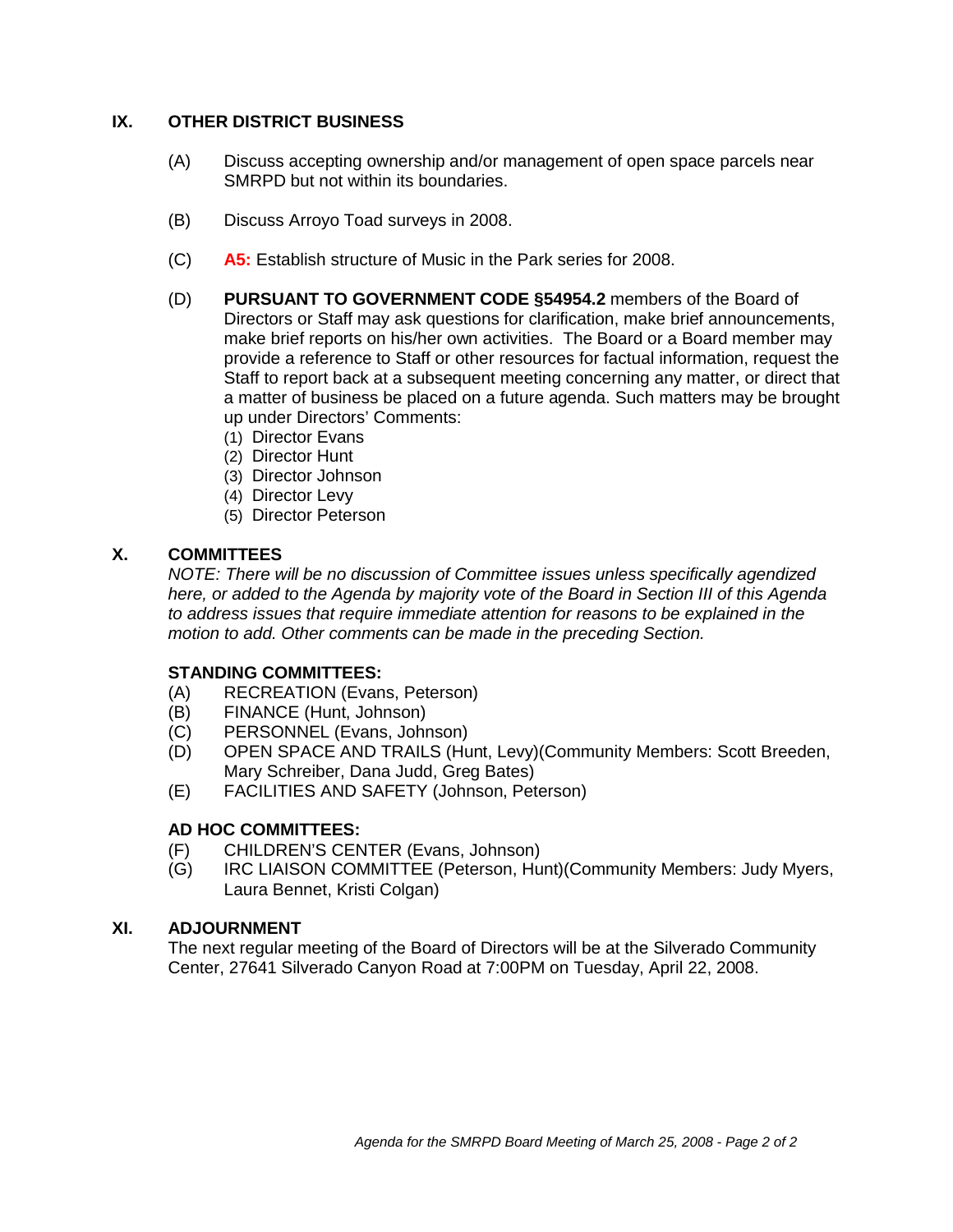## IX. OTHER DISTRICT BUSINESS

(A) Discuss accepting ownership and/or management of open space parcels near SMRPD but not within its boundaries.

(B) Discuss Arroyo Toad surveys in 2008.

(C) **A5:** Establish structure of Music in the Park series for 2008.

(D) **PURSUANT TO GOVERNMENT CODE §54954.2** members of the Board of Directors or Staff may ask questions for clarification, make brief announcements, make brief reports on his/her own activities. The Board or a Board member may provide a reference to Staff or other resources for factual information, request the Staff to report back at a subsequent meeting concerning any matter, or direct that a matter of business be placed on a future agenda. Such matters may be brought up under Directors' Comments:

(1) Director Evans
(2) Director Hunt
(3) Director Johnson
(4) Director Levy
(5) Director Peterson

## X. COMMITTEES

*NOTE: There will be no discussion of Committee issues unless specifically agendized here, or added to the Agenda by majority vote of the Board in Section III of this Agenda to address issues that require immediate attention for reasons to be explained in the motion to add. Other comments can be made in the preceding Section.*

### STANDING COMMITTEES:

(A) RECREATION (Evans, Peterson)
(B) FINANCE (Hunt, Johnson)
(C) PERSONNEL (Evans, Johnson)
(D) OPEN SPACE AND TRAILS (Hunt, Levy)(Community Members: Scott Breeden, Mary Schreiber, Dana Judd, Greg Bates)
(E) FACILITIES AND SAFETY (Johnson, Peterson)

### AD HOC COMMITTEES:

(F) CHILDREN'S CENTER (Evans, Johnson)
(G) IRC LIAISON COMMITTEE (Peterson, Hunt)(Community Members: Judy Myers, Laura Bennet, Kristi Colgan)

## XI. ADJOURNMENT

The next regular meeting of the Board of Directors will be at the Silverado Community Center, 27641 Silverado Canyon Road at 7:00PM on Tuesday, April 22, 2008.